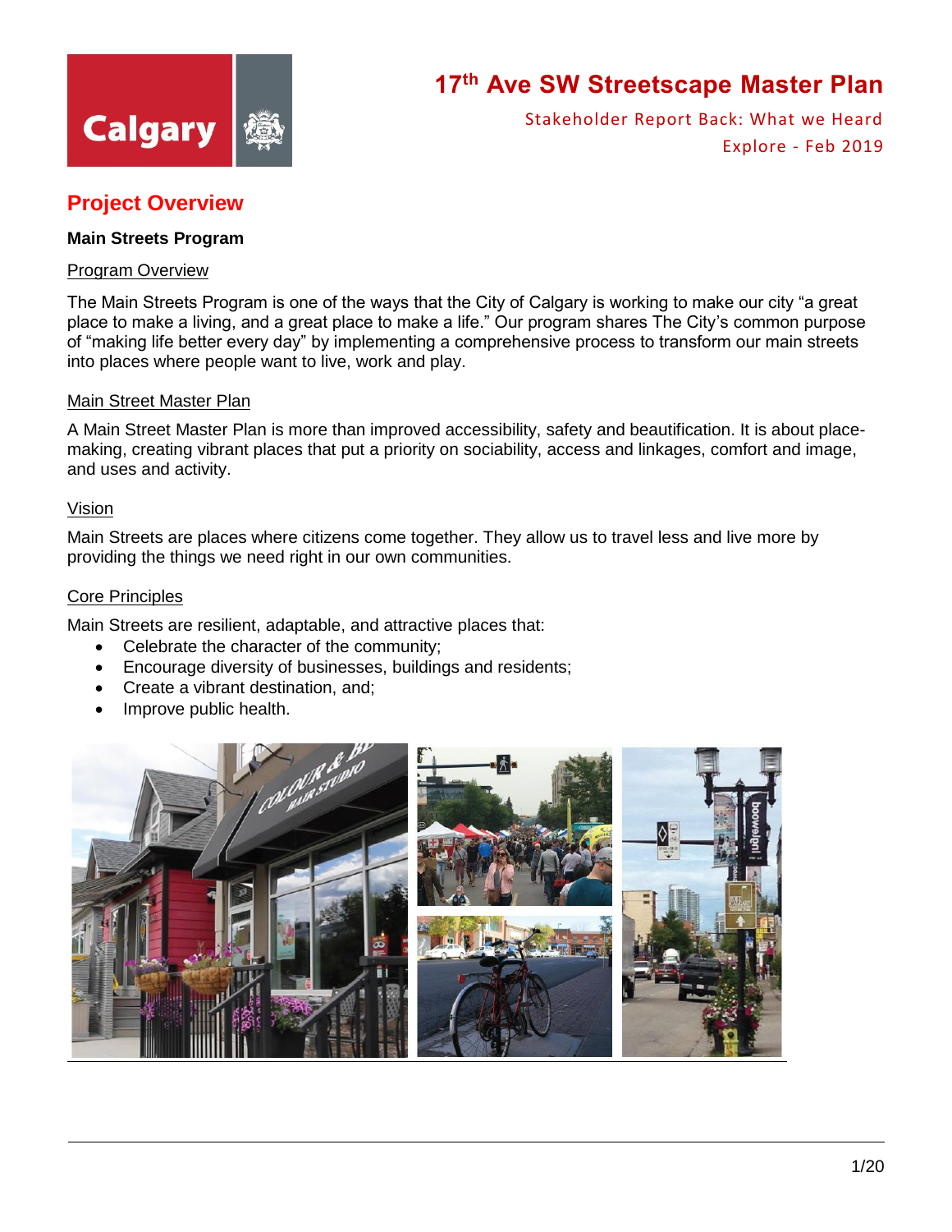# 17th Ave SW Streetscape Master Plan

Stakeholder Report Back: What we Heard

Explore - Feb 2019

## Project Overview

### Main Streets Program

Program Overview

The Main Streets Program is one of the ways that the City of Calgary is working to make our city "a great place to make a living, and a great place to make a life." Our program shares The City's common purpose of "making life better every day" by implementing a comprehensive process to transform our main streets into places where people want to live, work and play.

Main Street Master Plan

A Main Street Master Plan is more than improved accessibility, safety and beautification. It is about place-making, creating vibrant places that put a priority on sociability, access and linkages, comfort and image, and uses and activity.

Vision

Main Streets are places where citizens come together. They allow us to travel less and live more by providing the things we need right in our own communities.

Core Principles

Main Streets are resilient, adaptable, and attractive places that:

- Celebrate the character of the community;
- Encourage diversity of businesses, buildings and residents;
- Create a vibrant destination, and;
- Improve public health.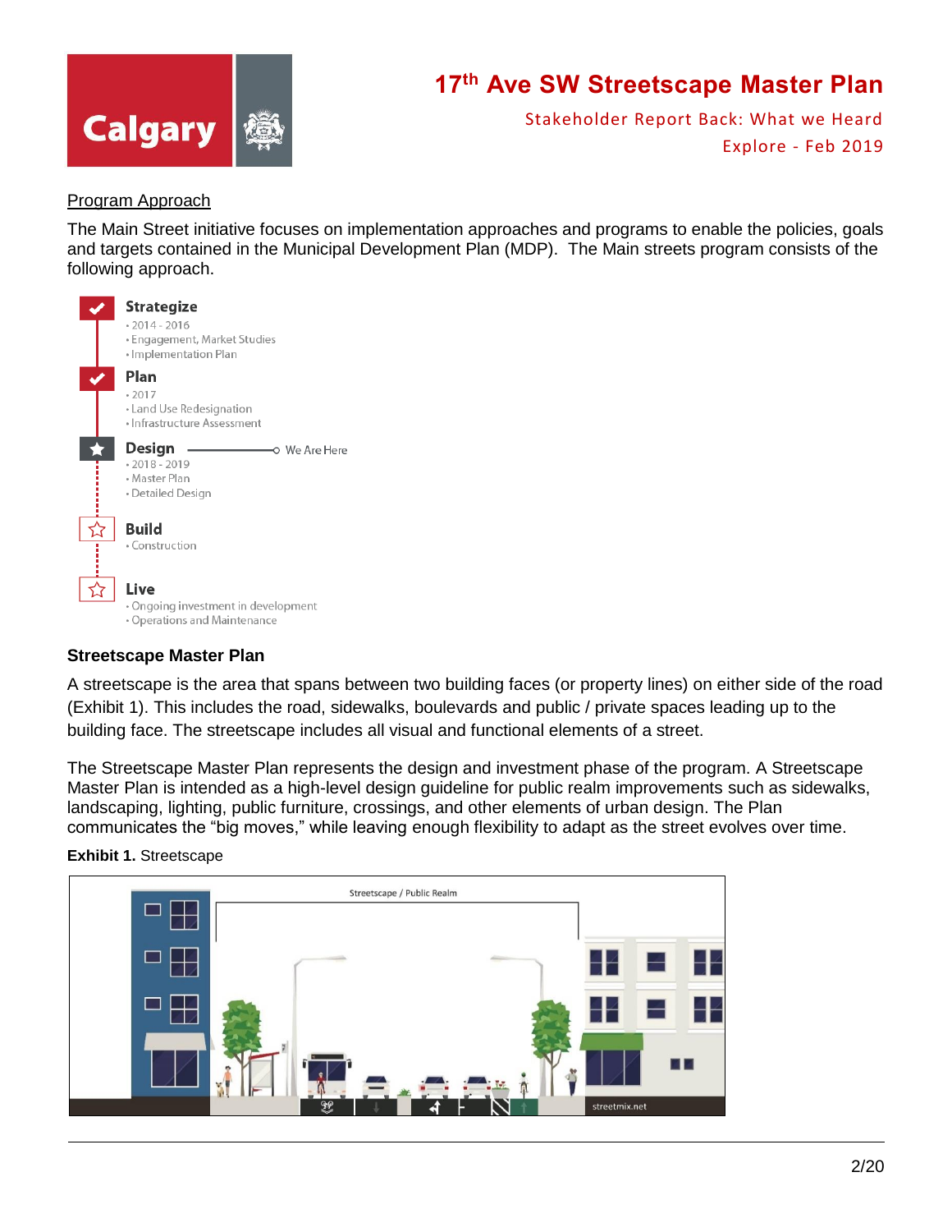## Program Approach

The Main Street initiative focuses on implementation approaches and programs to enable the policies, goals and targets contained in the Municipal Development Plan (MDP). The Main streets program consists of the following approach.

**Strategize**
- 2014 - 2016
- Engagement, Market Studies
- Implementation Plan

**Plan**
- 2017
- Land Use Redesignation
- Infrastructure Assessment

**Design** — We Are Here
- 2018 - 2019
- Master Plan
- Detailed Design

**Build**
- Construction

**Live**
- Ongoing investment in development
- Operations and Maintenance

### Streetscape Master Plan

A streetscape is the area that spans between two building faces (or property lines) on either side of the road (Exhibit 1). This includes the road, sidewalks, boulevards and public / private spaces leading up to the building face. The streetscape includes all visual and functional elements of a street.

The Streetscape Master Plan represents the design and investment phase of the program. A Streetscape Master Plan is intended as a high-level design guideline for public realm improvements such as sidewalks, landscaping, lighting, public furniture, crossings, and other elements of urban design. The Plan communicates the "big moves," while leaving enough flexibility to adapt as the street evolves over time.

**Exhibit 1.** Streetscape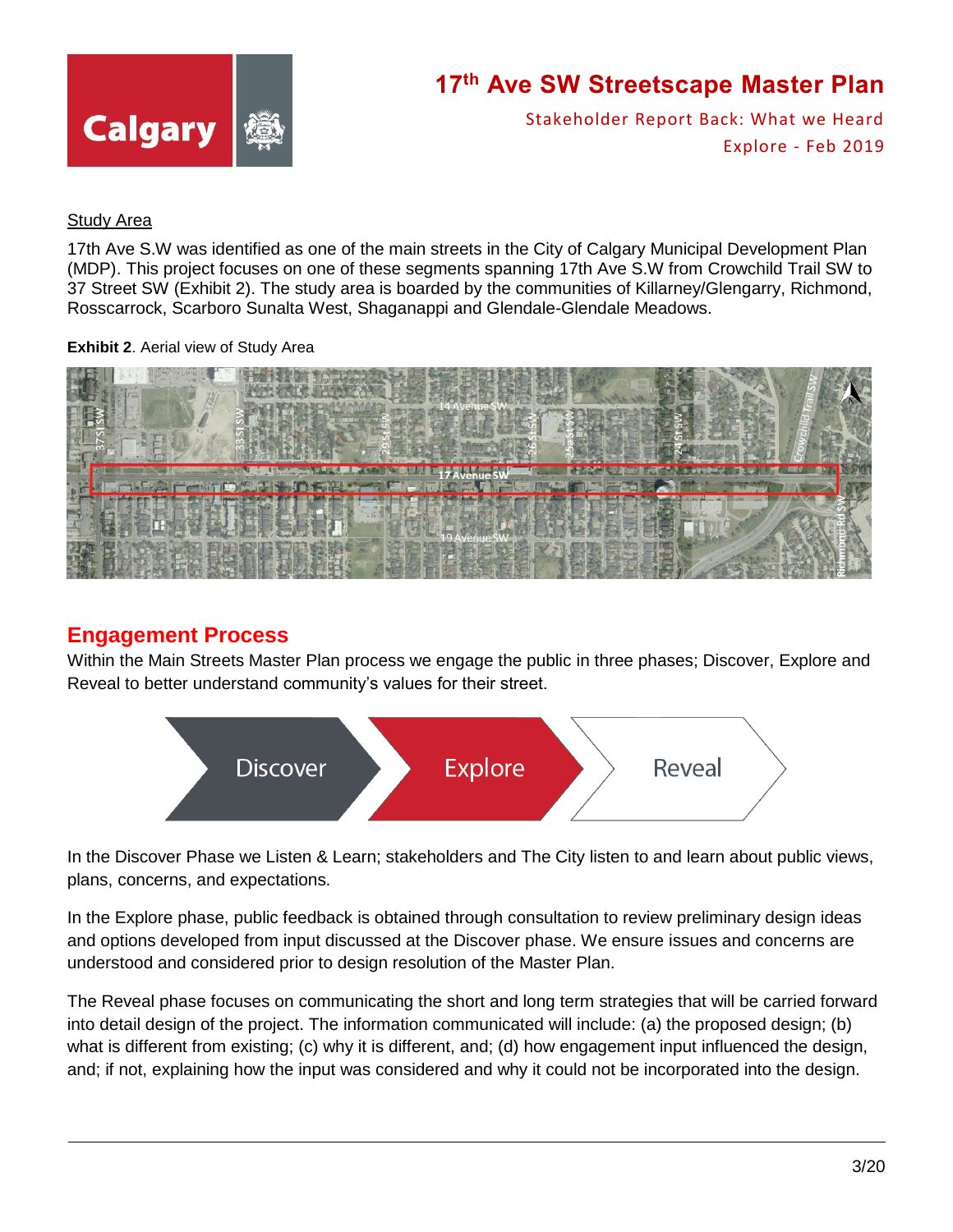## Study Area

17th Ave S.W was identified as one of the main streets in the City of Calgary Municipal Development Plan (MDP). This project focuses on one of these segments spanning 17th Ave S.W from Crowchild Trail SW to 37 Street SW (Exhibit 2). The study area is boarded by the communities of Killarney/Glengarry, Richmond, Rosscarrock, Scarboro Sunalta West, Shaganappi and Glendale-Glendale Meadows.

**Exhibit 2**. Aerial view of Study Area

## Engagement Process

Within the Main Streets Master Plan process we engage the public in three phases; Discover, Explore and Reveal to better understand community's values for their street.

Discover → Explore → Reveal

In the Discover Phase we Listen & Learn; stakeholders and The City listen to and learn about public views, plans, concerns, and expectations.

In the Explore phase, public feedback is obtained through consultation to review preliminary design ideas and options developed from input discussed at the Discover phase. We ensure issues and concerns are understood and considered prior to design resolution of the Master Plan.

The Reveal phase focuses on communicating the short and long term strategies that will be carried forward into detail design of the project. The information communicated will include: (a) the proposed design; (b) what is different from existing; (c) why it is different, and; (d) how engagement input influenced the design, and; if not, explaining how the input was considered and why it could not be incorporated into the design.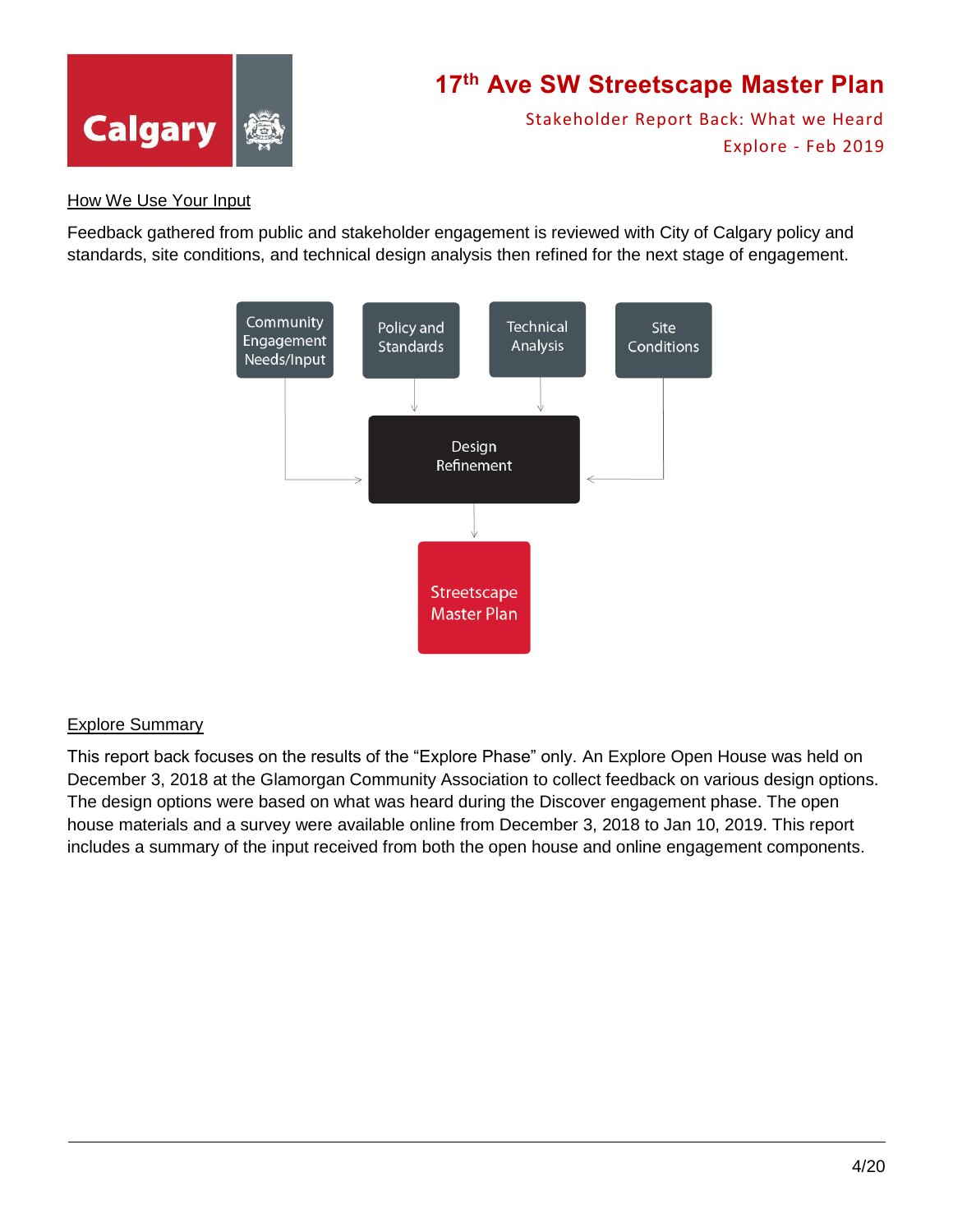## How We Use Your Input

Feedback gathered from public and stakeholder engagement is reviewed with City of Calgary policy and standards, site conditions, and technical design analysis then refined for the next stage of engagement.

Community Engagement Needs/Input

Policy and Standards

Technical Analysis

Site Conditions

Design Refinement

Streetscape Master Plan

## Explore Summary

This report back focuses on the results of the "Explore Phase" only. An Explore Open House was held on December 3, 2018 at the Glamorgan Community Association to collect feedback on various design options. The design options were based on what was heard during the Discover engagement phase. The open house materials and a survey were available online from December 3, 2018 to Jan 10, 2019. This report includes a summary of the input received from both the open house and online engagement components.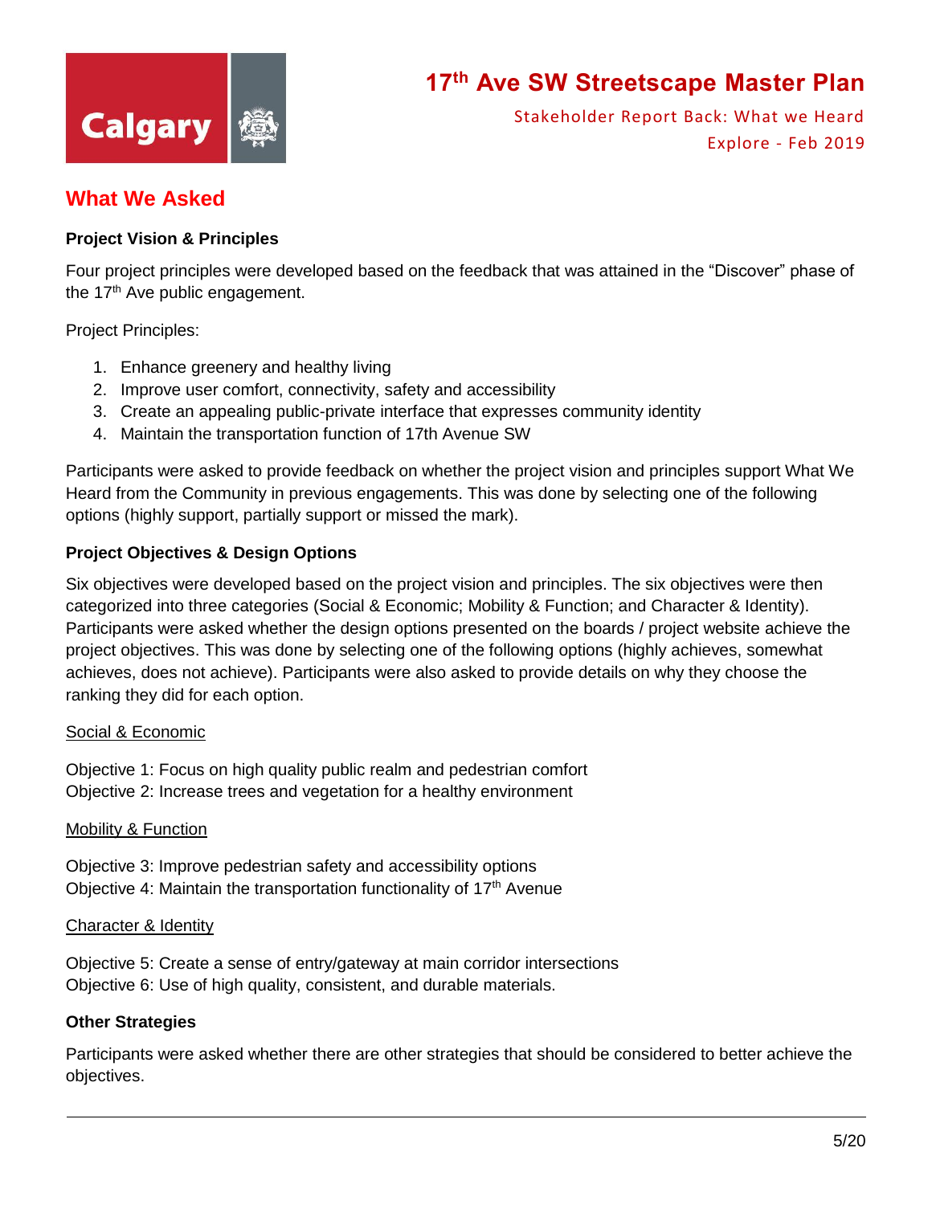## What We Asked

**Project Vision & Principles**

Four project principles were developed based on the feedback that was attained in the "Discover" phase of the 17th Ave public engagement.

Project Principles:

1. Enhance greenery and healthy living
2. Improve user comfort, connectivity, safety and accessibility
3. Create an appealing public-private interface that expresses community identity
4. Maintain the transportation function of 17th Avenue SW

Participants were asked to provide feedback on whether the project vision and principles support What We Heard from the Community in previous engagements. This was done by selecting one of the following options (highly support, partially support or missed the mark).

**Project Objectives & Design Options**

Six objectives were developed based on the project vision and principles. The six objectives were then categorized into three categories (Social & Economic; Mobility & Function; and Character & Identity). Participants were asked whether the design options presented on the boards / project website achieve the project objectives. This was done by selecting one of the following options (highly achieves, somewhat achieves, does not achieve). Participants were also asked to provide details on why they choose the ranking they did for each option.

<u>Social & Economic</u>

Objective 1: Focus on high quality public realm and pedestrian comfort
Objective 2: Increase trees and vegetation for a healthy environment

<u>Mobility & Function</u>

Objective 3: Improve pedestrian safety and accessibility options
Objective 4: Maintain the transportation functionality of 17th Avenue

<u>Character & Identity</u>

Objective 5: Create a sense of entry/gateway at main corridor intersections
Objective 6: Use of high quality, consistent, and durable materials.

**Other Strategies**

Participants were asked whether there are other strategies that should be considered to better achieve the objectives.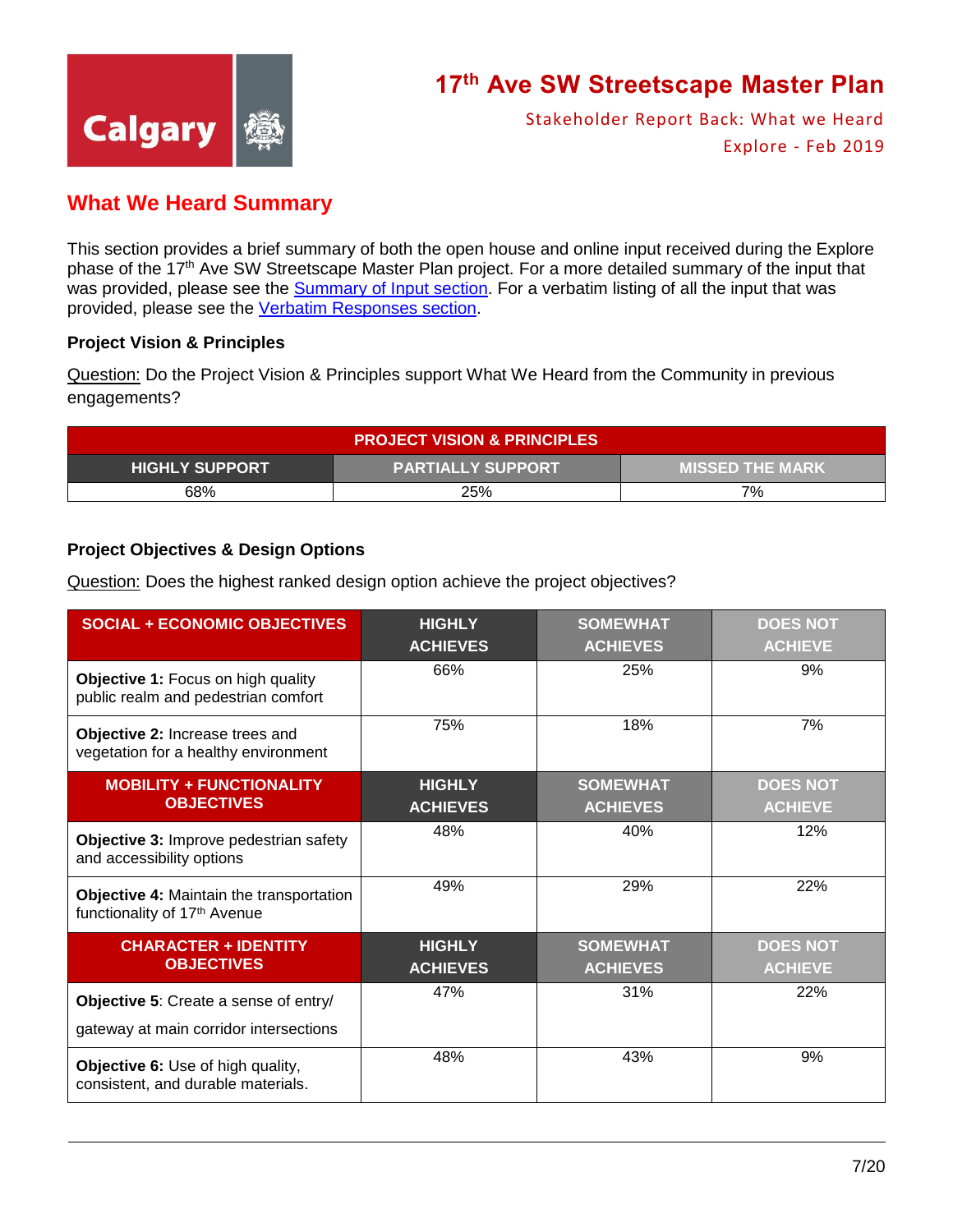# 17th Ave SW Streetscape Master Plan

Stakeholder Report Back: What we Heard

Explore - Feb 2019

## What We Heard Summary

This section provides a brief summary of both the open house and online input received during the Explore phase of the 17th Ave SW Streetscape Master Plan project. For a more detailed summary of the input that was provided, please see the Summary of Input section. For a verbatim listing of all the input that was provided, please see the Verbatim Responses section.

### Project Vision & Principles

Question: Do the Project Vision & Principles support What We Heard from the Community in previous engagements?

| PROJECT VISION & PRINCIPLES | | |
|---|---|---|
| HIGHLY SUPPORT | PARTIALLY SUPPORT | MISSED THE MARK |
| 68% | 25% | 7% |

### Project Objectives & Design Options

Question: Does the highest ranked design option achieve the project objectives?

| SOCIAL + ECONOMIC OBJECTIVES | HIGHLY ACHIEVES | SOMEWHAT ACHIEVES | DOES NOT ACHIEVE |
|---|---|---|---|
| **Objective 1:** Focus on high quality public realm and pedestrian comfort | 66% | 25% | 9% |
| **Objective 2:** Increase trees and vegetation for a healthy environment | 75% | 18% | 7% |
| **MOBILITY + FUNCTIONALITY OBJECTIVES** | **HIGHLY ACHIEVES** | **SOMEWHAT ACHIEVES** | **DOES NOT ACHIEVE** |
| **Objective 3:** Improve pedestrian safety and accessibility options | 48% | 40% | 12% |
| **Objective 4:** Maintain the transportation functionality of 17th Avenue | 49% | 29% | 22% |
| **CHARACTER + IDENTITY OBJECTIVES** | **HIGHLY ACHIEVES** | **SOMEWHAT ACHIEVES** | **DOES NOT ACHIEVE** |
| **Objective 5**: Create a sense of entry/ gateway at main corridor intersections | 47% | 31% | 22% |
| **Objective 6:** Use of high quality, consistent, and durable materials. | 48% | 43% | 9% |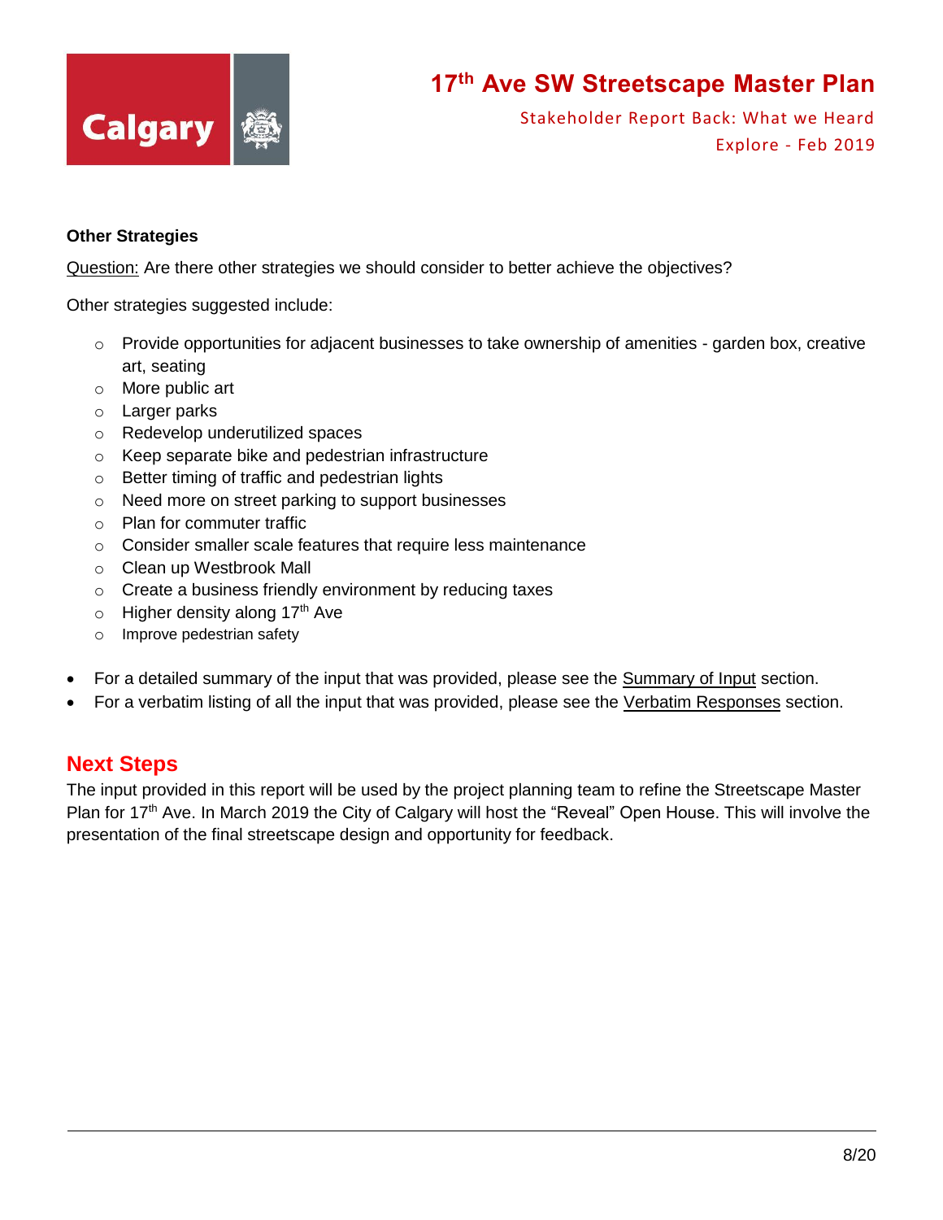**Other Strategies**

Question: Are there other strategies we should consider to better achieve the objectives?

Other strategies suggested include:

- Provide opportunities for adjacent businesses to take ownership of amenities - garden box, creative art, seating
- More public art
- Larger parks
- Redevelop underutilized spaces
- Keep separate bike and pedestrian infrastructure
- Better timing of traffic and pedestrian lights
- Need more on street parking to support businesses
- Plan for commuter traffic
- Consider smaller scale features that require less maintenance
- Clean up Westbrook Mall
- Create a business friendly environment by reducing taxes
- Higher density along 17th Ave
- Improve pedestrian safety

- For a detailed summary of the input that was provided, please see the Summary of Input section.
- For a verbatim listing of all the input that was provided, please see the Verbatim Responses section.

## Next Steps

The input provided in this report will be used by the project planning team to refine the Streetscape Master Plan for 17th Ave. In March 2019 the City of Calgary will host the "Reveal" Open House. This will involve the presentation of the final streetscape design and opportunity for feedback.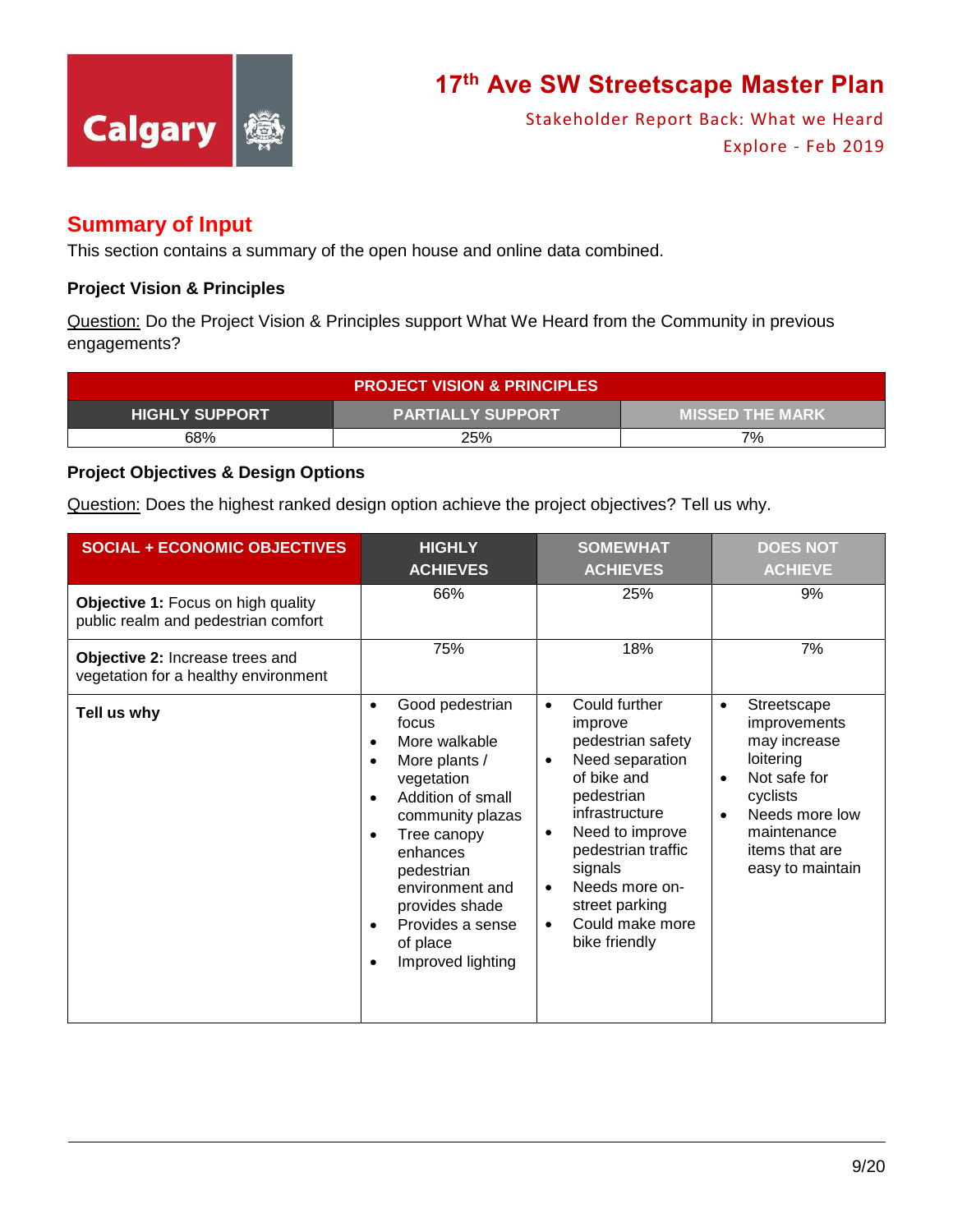# 17th Ave SW Streetscape Master Plan

Stakeholder Report Back: What we Heard
Explore - Feb 2019

## Summary of Input

This section contains a summary of the open house and online data combined.

### Project Vision & Principles

Question: Do the Project Vision & Principles support What We Heard from the Community in previous engagements?

| PROJECT VISION & PRINCIPLES | | |
|---|---|---|
| HIGHLY SUPPORT | PARTIALLY SUPPORT | MISSED THE MARK |
| 68% | 25% | 7% |

### Project Objectives & Design Options

Question: Does the highest ranked design option achieve the project objectives? Tell us why.

| SOCIAL + ECONOMIC OBJECTIVES | HIGHLY ACHIEVES | SOMEWHAT ACHIEVES | DOES NOT ACHIEVE |
|---|---|---|---|
| **Objective 1:** Focus on high quality public realm and pedestrian comfort | 66% | 25% | 9% |
| **Objective 2:** Increase trees and vegetation for a healthy environment | 75% | 18% | 7% |
| **Tell us why** | • Good pedestrian focus<br>• More walkable<br>• More plants / vegetation<br>• Addition of small community plazas<br>• Tree canopy enhances pedestrian environment and provides shade<br>• Provides a sense of place<br>• Improved lighting | • Could further improve pedestrian safety<br>• Need separation of bike and pedestrian infrastructure<br>• Need to improve pedestrian traffic signals<br>• Needs more on-street parking<br>• Could make more bike friendly | • Streetscape improvements may increase loitering<br>• Not safe for cyclists<br>• Needs more low maintenance items that are easy to maintain |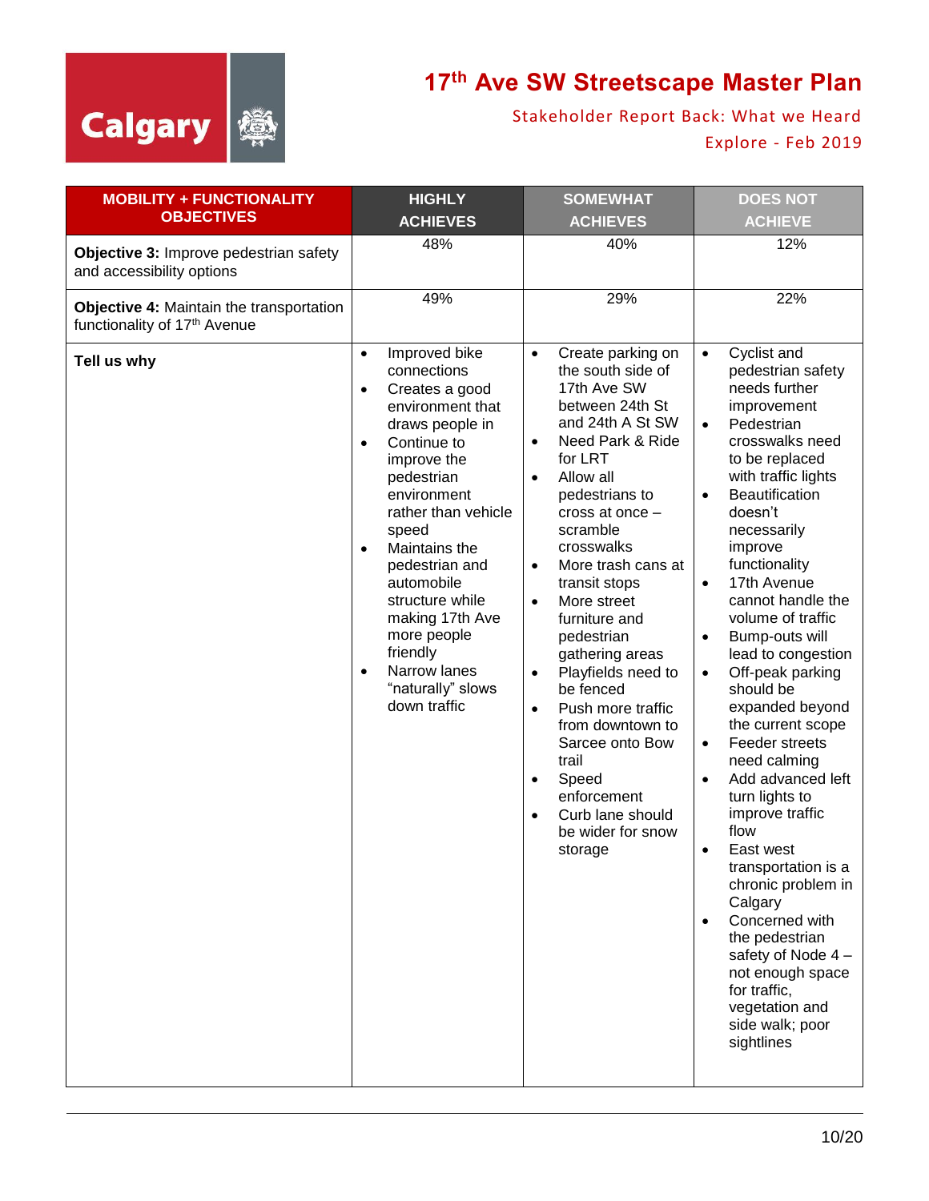# 17th Ave SW Streetscape Master Plan

Stakeholder Report Back: What we Heard

Explore - Feb 2019

| MOBILITY + FUNCTIONALITY OBJECTIVES | HIGHLY ACHIEVES | SOMEWHAT ACHIEVES | DOES NOT ACHIEVE |
|---|---|---|---|
| **Objective 3:** Improve pedestrian safety and accessibility options | 48% | 40% | 12% |
| **Objective 4:** Maintain the transportation functionality of 17th Avenue | 49% | 29% | 22% |
| **Tell us why** | • Improved bike connections<br>• Creates a good environment that draws people in<br>• Continue to improve the pedestrian environment rather than vehicle speed<br>• Maintains the pedestrian and automobile structure while making 17th Ave more people friendly<br>• Narrow lanes "naturally" slows down traffic | • Create parking on the south side of 17th Ave SW between 24th St and 24th A St SW<br>• Need Park & Ride for LRT<br>• Allow all pedestrians to cross at once – scramble crosswalks<br>• More trash cans at transit stops<br>• More street furniture and pedestrian gathering areas<br>• Playfields need to be fenced<br>• Push more traffic from downtown to Sarcee onto Bow trail<br>• Speed enforcement<br>• Curb lane should be wider for snow storage | • Cyclist and pedestrian safety needs further improvement<br>• Pedestrian crosswalks need to be replaced with traffic lights<br>• Beautification doesn't necessarily improve functionality<br>• 17th Avenue cannot handle the volume of traffic<br>• Bump-outs will lead to congestion<br>• Off-peak parking should be expanded beyond the current scope<br>• Feeder streets need calming<br>• Add advanced left turn lights to improve traffic flow<br>• East west transportation is a chronic problem in Calgary<br>• Concerned with the pedestrian safety of Node 4 – not enough space for traffic, vegetation and side walk; poor sightlines |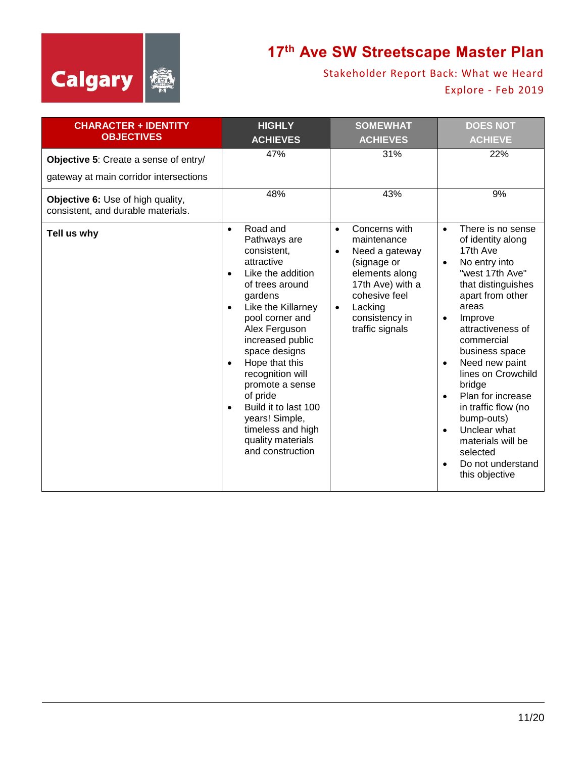# 17th Ave SW Streetscape Master Plan

Stakeholder Report Back: What we Heard

Explore - Feb 2019

| CHARACTER + IDENTITY OBJECTIVES | HIGHLY ACHIEVES | SOMEWHAT ACHIEVES | DOES NOT ACHIEVE |
|---|---|---|---|
| **Objective 5**: Create a sense of entry/ gateway at main corridor intersections | 47% | 31% | 22% |
| **Objective 6:** Use of high quality, consistent, and durable materials. | 48% | 43% | 9% |
| **Tell us why** | • Road and Pathways are consistent, attractive<br>• Like the addition of trees around gardens<br>• Like the Killarney pool corner and Alex Ferguson increased public space designs<br>• Hope that this recognition will promote a sense of pride<br>• Build it to last 100 years! Simple, timeless and high quality materials and construction | • Concerns with maintenance<br>• Need a gateway (signage or elements along 17th Ave) with a cohesive feel<br>• Lacking consistency in traffic signals | • There is no sense of identity along 17th Ave<br>• No entry into "west 17th Ave" that distinguishes apart from other areas<br>• Improve attractiveness of commercial business space<br>• Need new paint lines on Crowchild bridge<br>• Plan for increase in traffic flow (no bump-outs)<br>• Unclear what materials will be selected<br>• Do not understand this objective |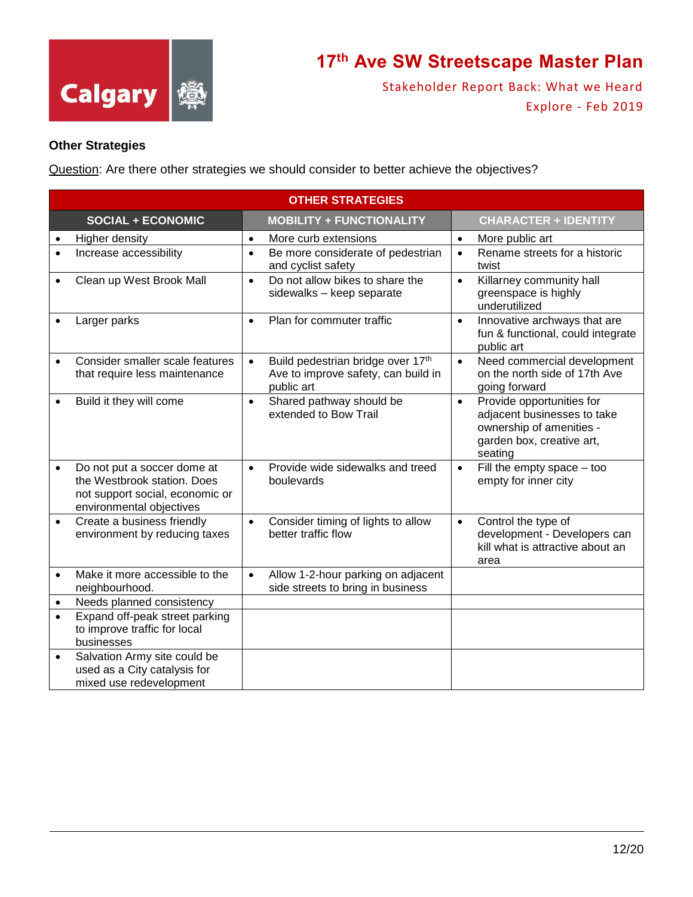### Other Strategies

Question: Are there other strategies we should consider to better achieve the objectives?

| OTHER STRATEGIES | | |
|---|---|---|
| **SOCIAL + ECONOMIC** | **MOBILITY + FUNCTIONALITY** | **CHARACTER + IDENTITY** |
| • Higher density | • More curb extensions | • More public art |
| • Increase accessibility | • Be more considerate of pedestrian and cyclist safety | • Rename streets for a historic twist |
| • Clean up West Brook Mall | • Do not allow bikes to share the sidewalks – keep separate | • Killarney community hall greenspace is highly underutilized |
| • Larger parks | • Plan for commuter traffic | • Innovative archways that are fun & functional, could integrate public art |
| • Consider smaller scale features that require less maintenance | • Build pedestrian bridge over 17th Ave to improve safety, can build in public art | • Need commercial development on the north side of 17th Ave going forward |
| • Build it they will come | • Shared pathway should be extended to Bow Trail | • Provide opportunities for adjacent businesses to take ownership of amenities - garden box, creative art, seating |
| • Do not put a soccer dome at the Westbrook station. Does not support social, economic or environmental objectives | • Provide wide sidewalks and treed boulevards | • Fill the empty space – too empty for inner city |
| • Create a business friendly environment by reducing taxes | • Consider timing of lights to allow better traffic flow | • Control the type of development - Developers can kill what is attractive about an area |
| • Make it more accessible to the neighbourhood. | • Allow 1-2-hour parking on adjacent side streets to bring in business | |
| • Needs planned consistency | | |
| • Expand off-peak street parking to improve traffic for local businesses | | |
| • Salvation Army site could be used as a City catalysis for mixed use redevelopment | | |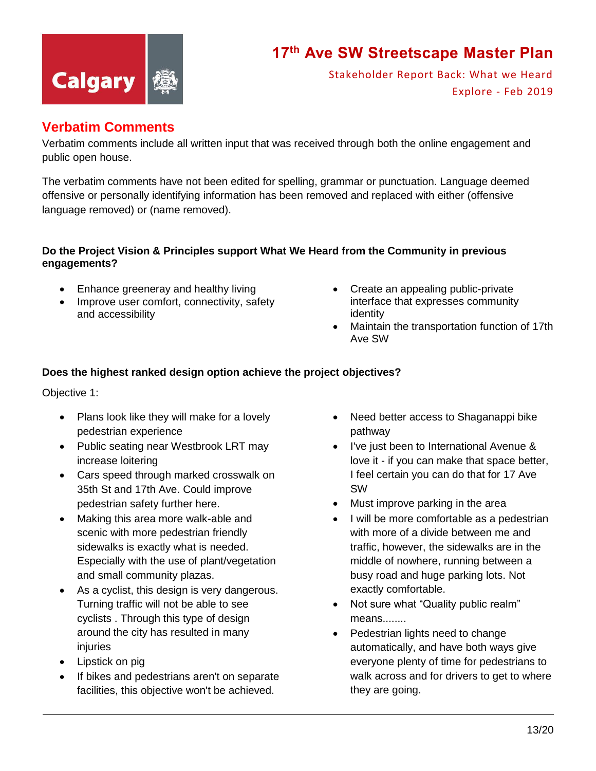## Verbatim Comments

Verbatim comments include all written input that was received through both the online engagement and public open house.

The verbatim comments have not been edited for spelling, grammar or punctuation. Language deemed offensive or personally identifying information has been removed and replaced with either (offensive language removed) or (name removed).

**Do the Project Vision & Principles support What We Heard from the Community in previous engagements?**

- Enhance greeneray and healthy living
- Improve user comfort, connectivity, safety and accessibility
- Create an appealing public-private interface that expresses community identity
- Maintain the transportation function of 17th Ave SW

**Does the highest ranked design option achieve the project objectives?**

Objective 1:

- Plans look like they will make for a lovely pedestrian experience
- Public seating near Westbrook LRT may increase loitering
- Cars speed through marked crosswalk on 35th St and 17th Ave. Could improve pedestrian safety further here.
- Making this area more walk-able and scenic with more pedestrian friendly sidewalks is exactly what is needed. Especially with the use of plant/vegetation and small community plazas.
- As a cyclist, this design is very dangerous. Turning traffic will not be able to see cyclists . Through this type of design around the city has resulted in many injuries
- Lipstick on pig
- If bikes and pedestrians aren't on separate facilities, this objective won't be achieved.
- Need better access to Shaganappi bike pathway
- I've just been to International Avenue & love it - if you can make that space better, I feel certain you can do that for 17 Ave SW
- Must improve parking in the area
- I will be more comfortable as a pedestrian with more of a divide between me and traffic, however, the sidewalks are in the middle of nowhere, running between a busy road and huge parking lots. Not exactly comfortable.
- Not sure what "Quality public realm" means........
- Pedestrian lights need to change automatically, and have both ways give everyone plenty of time for pedestrians to walk across and for drivers to get to where they are going.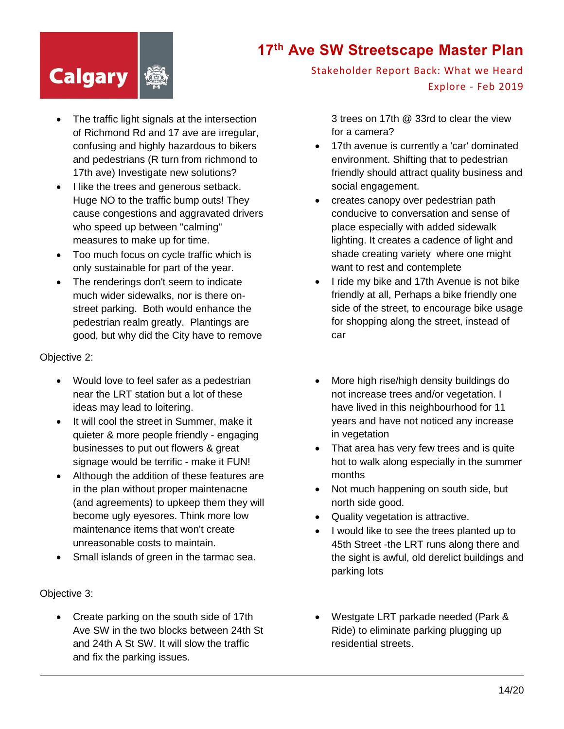- The traffic light signals at the intersection of Richmond Rd and 17 ave are irregular, confusing and highly hazardous to bikers and pedestrians (R turn from richmond to 17th ave) Investigate new solutions?
- I like the trees and generous setback. Huge NO to the traffic bump outs! They cause congestions and aggravated drivers who speed up between "calming" measures to make up for time.
- Too much focus on cycle traffic which is only sustainable for part of the year.
- The renderings don't seem to indicate much wider sidewalks, nor is there on-street parking. Both would enhance the pedestrian realm greatly. Plantings are good, but why did the City have to remove 3 trees on 17th @ 33rd to clear the view for a camera?
- 17th avenue is currently a 'car' dominated environment. Shifting that to pedestrian friendly should attract quality business and social engagement.
- creates canopy over pedestrian path conducive to conversation and sense of place especially with added sidewalk lighting. It creates a cadence of light and shade creating variety where one might want to rest and contemplete
- I ride my bike and 17th Avenue is not bike friendly at all, Perhaps a bike friendly one side of the street, to encourage bike usage for shopping along the street, instead of car

Objective 2:

- Would love to feel safer as a pedestrian near the LRT station but a lot of these ideas may lead to loitering.
- It will cool the street in Summer, make it quieter & more people friendly - engaging businesses to put out flowers & great signage would be terrific - make it FUN!
- Although the addition of these features are in the plan without proper maintenacne (and agreements) to upkeep them they will become ugly eyesores. Think more low maintenance items that won't create unreasonable costs to maintain.
- Small islands of green in the tarmac sea.
- More high rise/high density buildings do not increase trees and/or vegetation. I have lived in this neighbourhood for 11 years and have not noticed any increase in vegetation
- That area has very few trees and is quite hot to walk along especially in the summer months
- Not much happening on south side, but north side good.
- Quality vegetation is attractive.
- I would like to see the trees planted up to 45th Street -the LRT runs along there and the sight is awful, old derelict buildings and parking lots

Objective 3:

- Create parking on the south side of 17th Ave SW in the two blocks between 24th St and 24th A St SW. It will slow the traffic and fix the parking issues.
- Westgate LRT parkade needed (Park & Ride) to eliminate parking plugging up residential streets.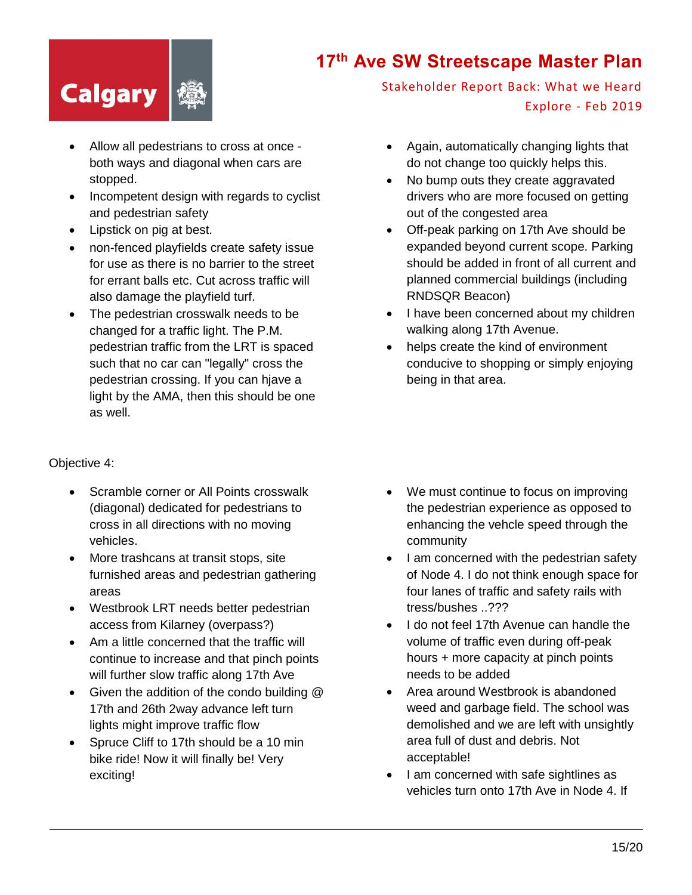- Allow all pedestrians to cross at once - both ways and diagonal when cars are stopped.
- Incompetent design with regards to cyclist and pedestrian safety
- Lipstick on pig at best.
- non-fenced playfields create safety issue for use as there is no barrier to the street for errant balls etc. Cut across traffic will also damage the playfield turf.
- The pedestrian crosswalk needs to be changed for a traffic light. The P.M. pedestrian traffic from the LRT is spaced such that no car can "legally" cross the pedestrian crossing. If you can hjave a light by the AMA, then this should be one as well.
- Again, automatically changing lights that do not change too quickly helps this.
- No bump outs they create aggravated drivers who are more focused on getting out of the congested area
- Off-peak parking on 17th Ave should be expanded beyond current scope. Parking should be added in front of all current and planned commercial buildings (including RNDSQR Beacon)
- I have been concerned about my children walking along 17th Avenue.
- helps create the kind of environment conducive to shopping or simply enjoying being in that area.

Objective 4:

- Scramble corner or All Points crosswalk (diagonal) dedicated for pedestrians to cross in all directions with no moving vehicles.
- More trashcans at transit stops, site furnished areas and pedestrian gathering areas
- Westbrook LRT needs better pedestrian access from Kilarney (overpass?)
- Am a little concerned that the traffic will continue to increase and that pinch points will further slow traffic along 17th Ave
- Given the addition of the condo building @ 17th and 26th 2way advance left turn lights might improve traffic flow
- Spruce Cliff to 17th should be a 10 min bike ride! Now it will finally be! Very exciting!
- We must continue to focus on improving the pedestrian experience as opposed to enhancing the vehcle speed through the community
- I am concerned with the pedestrian safety of Node 4. I do not think enough space for four lanes of traffic and safety rails with tress/bushes ..???
- I do not feel 17th Avenue can handle the volume of traffic even during off-peak hours + more capacity at pinch points needs to be added
- Area around Westbrook is abandoned weed and garbage field. The school was demolished and we are left with unsightly area full of dust and debris. Not acceptable!
- I am concerned with safe sightlines as vehicles turn onto 17th Ave in Node 4. If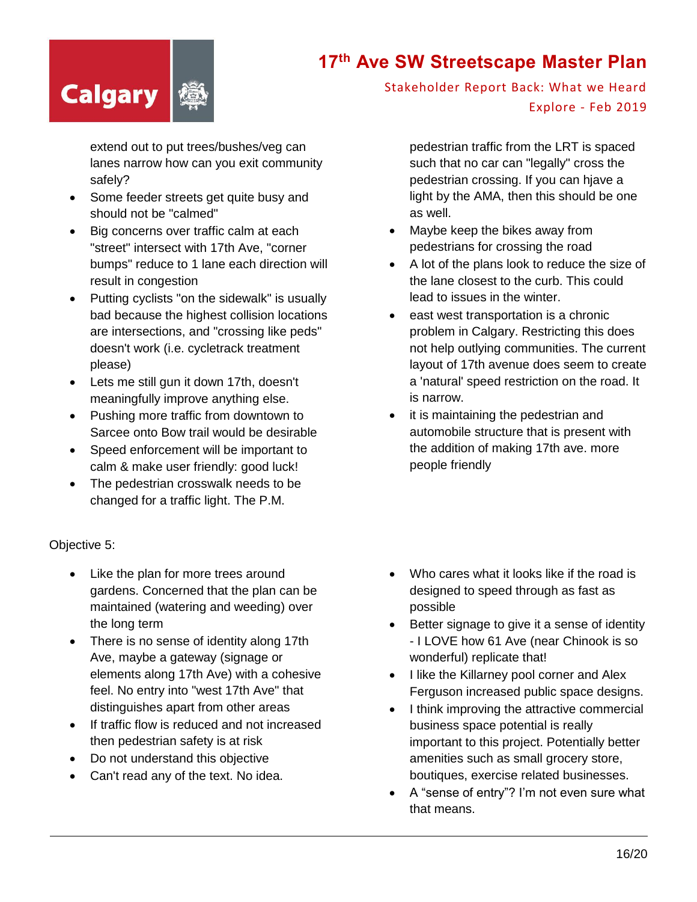extend out to put trees/bushes/veg can lanes narrow how can you exit community safely?

- Some feeder streets get quite busy and should not be "calmed"
- Big concerns over traffic calm at each "street" intersect with 17th Ave, "corner bumps" reduce to 1 lane each direction will result in congestion
- Putting cyclists "on the sidewalk" is usually bad because the highest collision locations are intersections, and "crossing like peds" doesn't work (i.e. cycletrack treatment please)
- Lets me still gun it down 17th, doesn't meaningfully improve anything else.
- Pushing more traffic from downtown to Sarcee onto Bow trail would be desirable
- Speed enforcement will be important to calm & make user friendly: good luck!
- The pedestrian crosswalk needs to be changed for a traffic light. The P.M. pedestrian traffic from the LRT is spaced such that no car can "legally" cross the pedestrian crossing. If you can hjave a light by the AMA, then this should be one as well.
- Maybe keep the bikes away from pedestrians for crossing the road
- A lot of the plans look to reduce the size of the lane closest to the curb. This could lead to issues in the winter.
- east west transportation is a chronic problem in Calgary. Restricting this does not help outlying communities. The current layout of 17th avenue does seem to create a 'natural' speed restriction on the road. It is narrow.
- it is maintaining the pedestrian and automobile structure that is present with the addition of making 17th ave. more people friendly

Objective 5:

- Like the plan for more trees around gardens. Concerned that the plan can be maintained (watering and weeding) over the long term
- There is no sense of identity along 17th Ave, maybe a gateway (signage or elements along 17th Ave) with a cohesive feel. No entry into "west 17th Ave" that distinguishes apart from other areas
- If traffic flow is reduced and not increased then pedestrian safety is at risk
- Do not understand this objective
- Can't read any of the text. No idea.
- Who cares what it looks like if the road is designed to speed through as fast as possible
- Better signage to give it a sense of identity - I LOVE how 61 Ave (near Chinook is so wonderful) replicate that!
- I like the Killarney pool corner and Alex Ferguson increased public space designs.
- I think improving the attractive commercial business space potential is really important to this project. Potentially better amenities such as small grocery store, boutiques, exercise related businesses.
- A “sense of entry”? I’m not even sure what that means.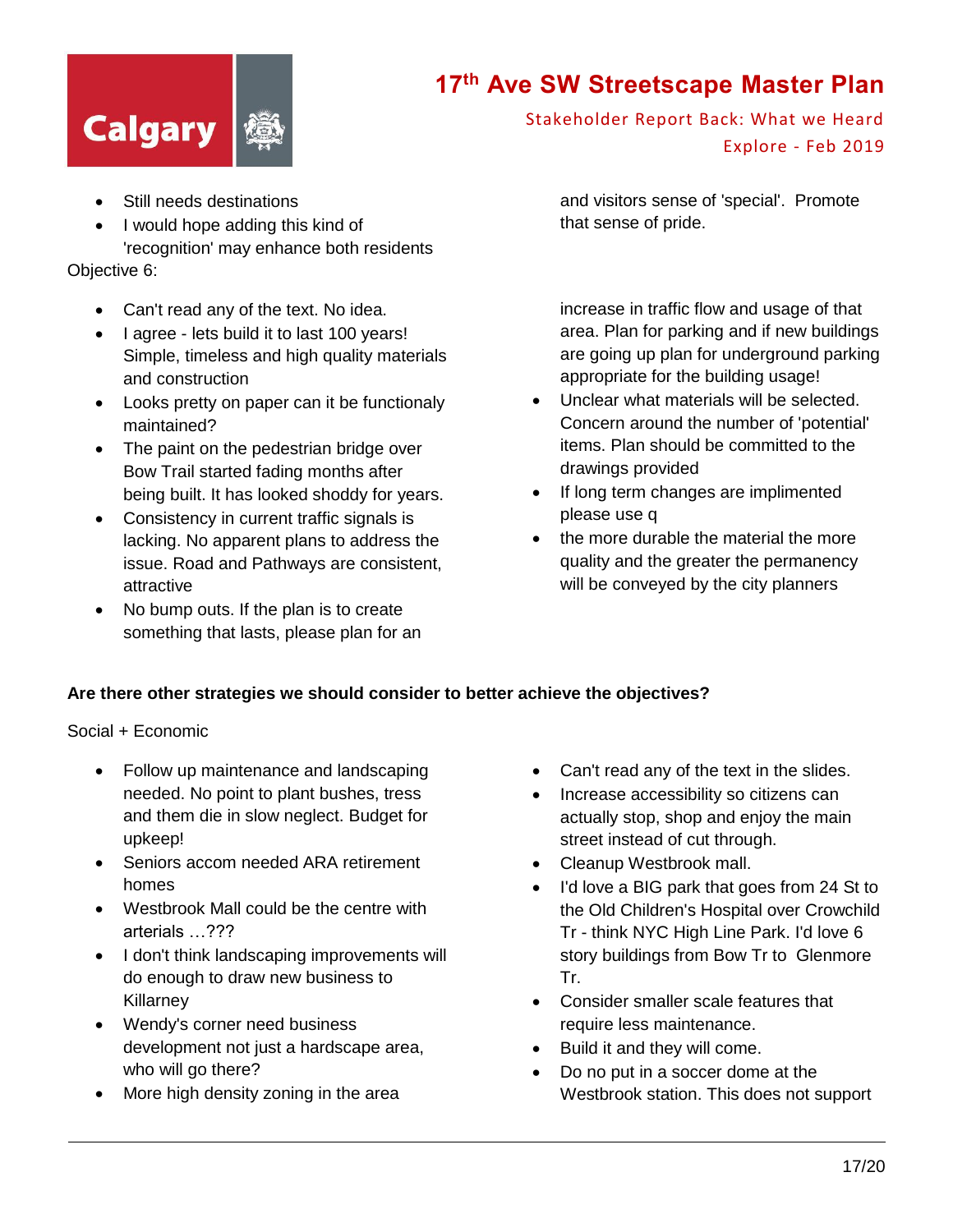- Still needs destinations
- I would hope adding this kind of 'recognition' may enhance both residents and visitors sense of 'special'. Promote that sense of pride.

Objective 6:

- Can't read any of the text. No idea.
- I agree - lets build it to last 100 years! Simple, timeless and high quality materials and construction
- Looks pretty on paper can it be functionaly maintained?
- The paint on the pedestrian bridge over Bow Trail started fading months after being built. It has looked shoddy for years.
- Consistency in current traffic signals is lacking. No apparent plans to address the issue. Road and Pathways are consistent, attractive
- No bump outs. If the plan is to create something that lasts, please plan for an increase in traffic flow and usage of that area. Plan for parking and if new buildings are going up plan for underground parking appropriate for the building usage!
- Unclear what materials will be selected. Concern around the number of 'potential' items. Plan should be committed to the drawings provided
- If long term changes are implimented please use q
- the more durable the material the more quality and the greater the permanency will be conveyed by the city planners

**Are there other strategies we should consider to better achieve the objectives?**

Social + Economic

- Follow up maintenance and landscaping needed. No point to plant bushes, tress and them die in slow neglect. Budget for upkeep!
- Seniors accom needed ARA retirement homes
- Westbrook Mall could be the centre with arterials …???
- I don't think landscaping improvements will do enough to draw new business to Killarney
- Wendy's corner need business development not just a hardscape area, who will go there?
- More high density zoning in the area
- Can't read any of the text in the slides.
- Increase accessibility so citizens can actually stop, shop and enjoy the main street instead of cut through.
- Cleanup Westbrook mall.
- I'd love a BIG park that goes from 24 St to the Old Children's Hospital over Crowchild Tr - think NYC High Line Park. I'd love 6 story buildings from Bow Tr to Glenmore Tr.
- Consider smaller scale features that require less maintenance.
- Build it and they will come.
- Do no put in a soccer dome at the Westbrook station. This does not support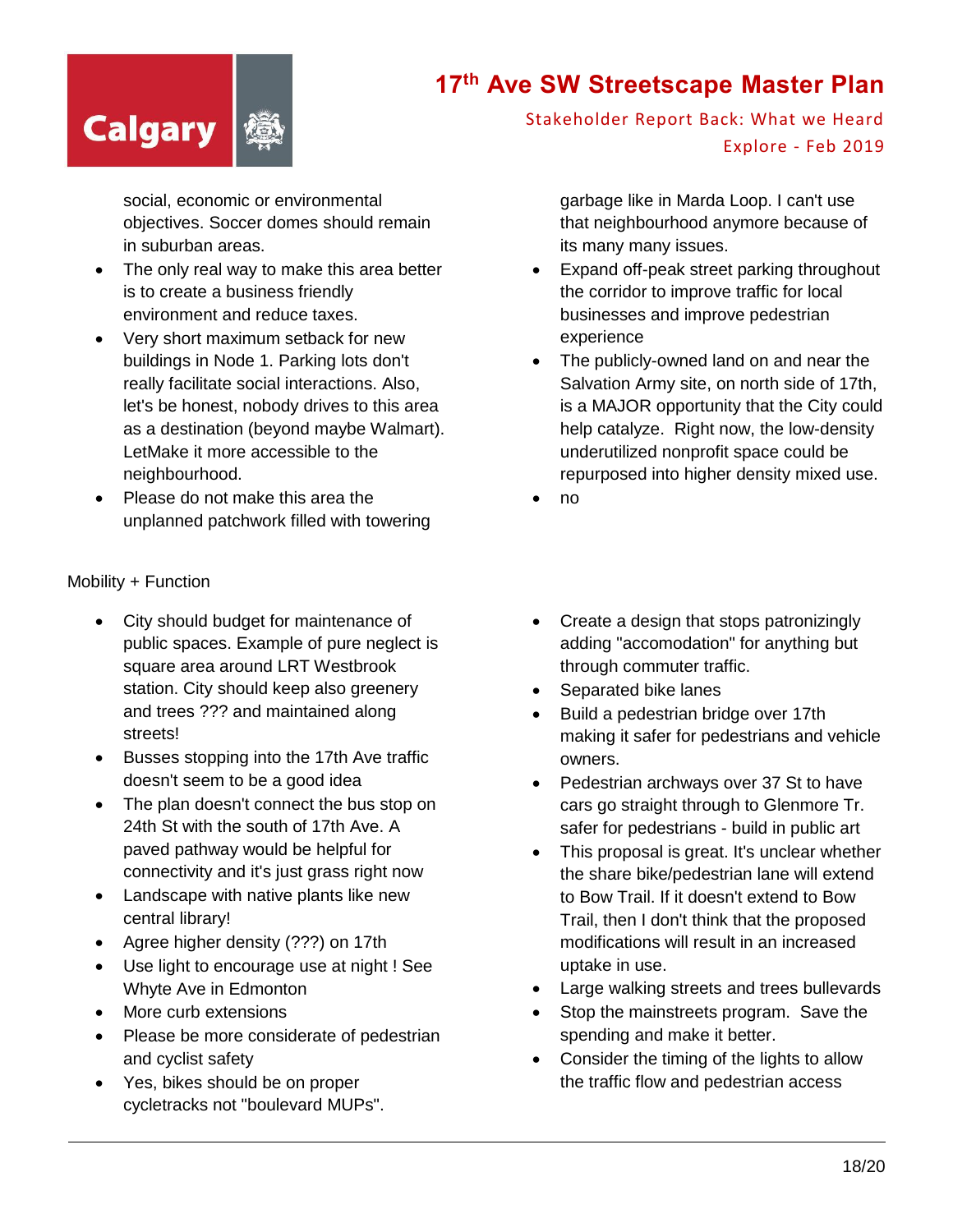social, economic or environmental objectives. Soccer domes should remain in suburban areas.

- The only real way to make this area better is to create a business friendly environment and reduce taxes.
- Very short maximum setback for new buildings in Node 1. Parking lots don't really facilitate social interactions. Also, let's be honest, nobody drives to this area as a destination (beyond maybe Walmart). LetMake it more accessible to the neighbourhood.
- Please do not make this area the unplanned patchwork filled with towering garbage like in Marda Loop. I can't use that neighbourhood anymore because of its many many issues.
- Expand off-peak street parking throughout the corridor to improve traffic for local businesses and improve pedestrian experience
- The publicly-owned land on and near the Salvation Army site, on north side of 17th, is a MAJOR opportunity that the City could help catalyze. Right now, the low-density underutilized nonprofit space could be repurposed into higher density mixed use.
- no

Mobility + Function

- City should budget for maintenance of public spaces. Example of pure neglect is square area around LRT Westbrook station. City should keep also greenery and trees ??? and maintained along streets!
- Busses stopping into the 17th Ave traffic doesn't seem to be a good idea
- The plan doesn't connect the bus stop on 24th St with the south of 17th Ave. A paved pathway would be helpful for connectivity and it's just grass right now
- Landscape with native plants like new central library!
- Agree higher density (???) on 17th
- Use light to encourage use at night ! See Whyte Ave in Edmonton
- More curb extensions
- Please be more considerate of pedestrian and cyclist safety
- Yes, bikes should be on proper cycletracks not "boulevard MUPs".
- Create a design that stops patronizingly adding "accomodation" for anything but through commuter traffic.
- Separated bike lanes
- Build a pedestrian bridge over 17th making it safer for pedestrians and vehicle owners.
- Pedestrian archways over 37 St to have cars go straight through to Glenmore Tr. safer for pedestrians - build in public art
- This proposal is great. It's unclear whether the share bike/pedestrian lane will extend to Bow Trail. If it doesn't extend to Bow Trail, then I don't think that the proposed modifications will result in an increased uptake in use.
- Large walking streets and trees bullevards
- Stop the mainstreets program. Save the spending and make it better.
- Consider the timing of the lights to allow the traffic flow and pedestrian access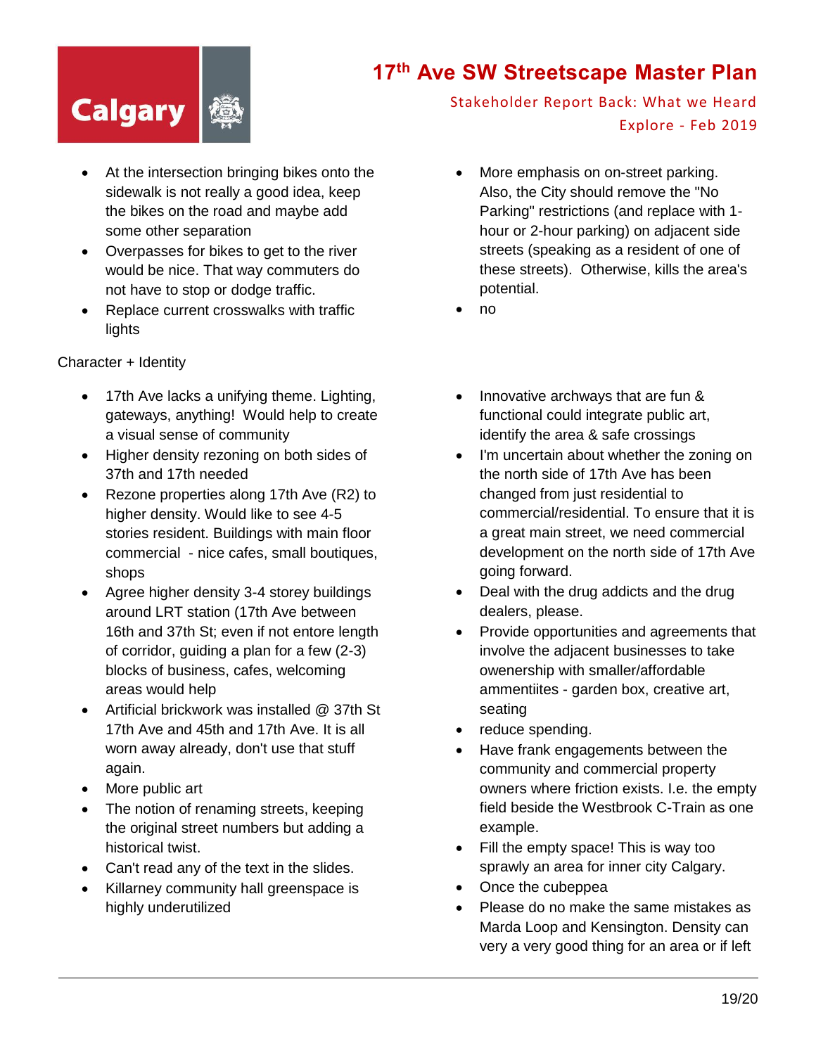- At the intersection bringing bikes onto the sidewalk is not really a good idea, keep the bikes on the road and maybe add some other separation
- Overpasses for bikes to get to the river would be nice. That way commuters do not have to stop or dodge traffic.
- Replace current crosswalks with traffic lights
- More emphasis on on-street parking. Also, the City should remove the "No Parking" restrictions (and replace with 1-hour or 2-hour parking) on adjacent side streets (speaking as a resident of one of these streets). Otherwise, kills the area's potential.
- no

Character + Identity

- 17th Ave lacks a unifying theme. Lighting, gateways, anything! Would help to create a visual sense of community
- Higher density rezoning on both sides of 37th and 17th needed
- Rezone properties along 17th Ave (R2) to higher density. Would like to see 4-5 stories resident. Buildings with main floor commercial - nice cafes, small boutiques, shops
- Agree higher density 3-4 storey buildings around LRT station (17th Ave between 16th and 37th St; even if not entore length of corridor, guiding a plan for a few (2-3) blocks of business, cafes, welcoming areas would help
- Artificial brickwork was installed @ 37th St 17th Ave and 45th and 17th Ave. It is all worn away already, don't use that stuff again.
- More public art
- The notion of renaming streets, keeping the original street numbers but adding a historical twist.
- Can't read any of the text in the slides.
- Killarney community hall greenspace is highly underutilized
- Innovative archways that are fun & functional could integrate public art, identify the area & safe crossings
- I'm uncertain about whether the zoning on the north side of 17th Ave has been changed from just residential to commercial/residential. To ensure that it is a great main street, we need commercial development on the north side of 17th Ave going forward.
- Deal with the drug addicts and the drug dealers, please.
- Provide opportunities and agreements that involve the adjacent businesses to take owenership with smaller/affordable ammentiites - garden box, creative art, seating
- reduce spending.
- Have frank engagements between the community and commercial property owners where friction exists. I.e. the empty field beside the Westbrook C-Train as one example.
- Fill the empty space! This is way too sprawly an area for inner city Calgary.
- Once the cubeppea
- Please do no make the same mistakes as Marda Loop and Kensington. Density can very a very good thing for an area or if left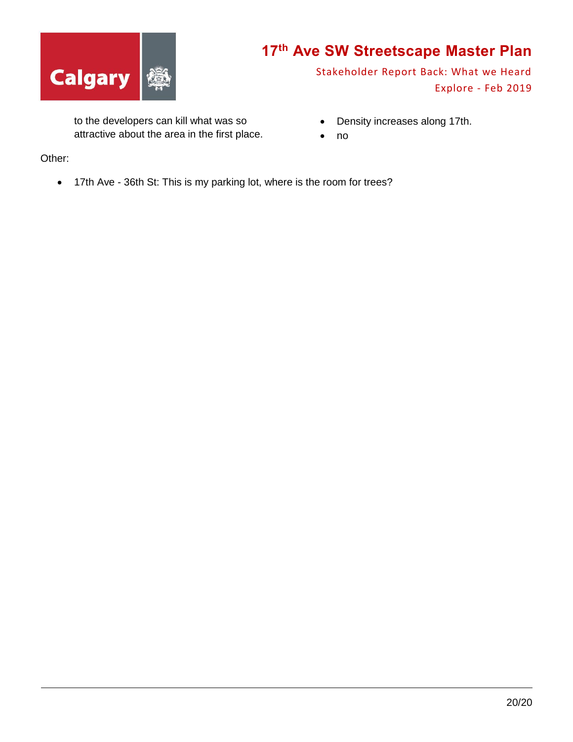to the developers can kill what was so attractive about the area in the first place.

- Density increases along 17th.
- no

Other:

- 17th Ave - 36th St: This is my parking lot, where is the room for trees?